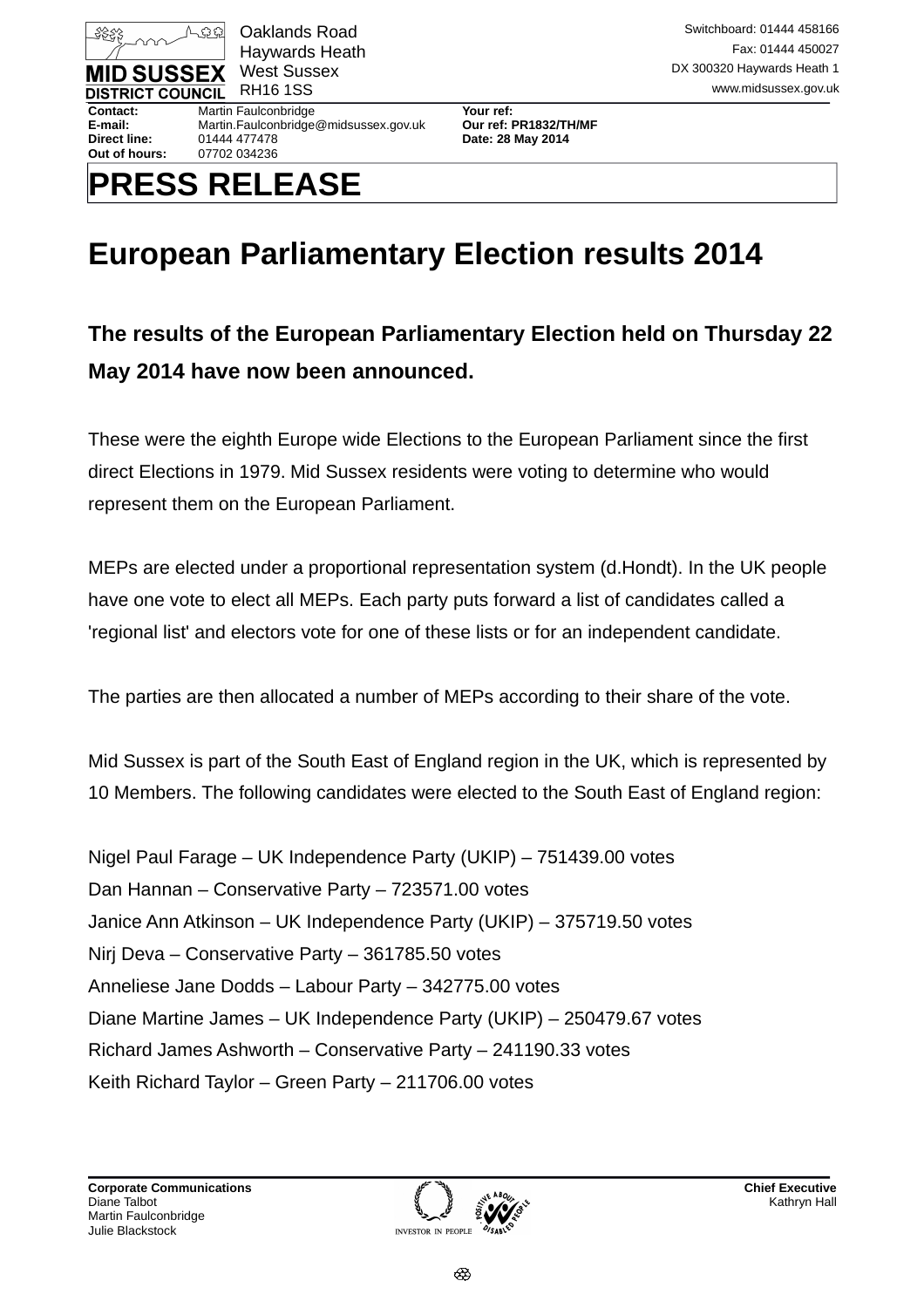MID SUSSEX DISTRICT COUNCIL

Oaklands Road
Haywards Heath
West Sussex
RH16 1SS

Switchboard: 01444 458166
Fax: 01444 450027
DX 300320 Haywards Heath 1
www.midsussex.gov.uk

**Contact:** Martin Faulconbridge
**E-mail:** Martin.Faulconbridge@midsussex.gov.uk
**Direct line:** 01444 477478
**Out of hours:** 07702 034236

**Your ref:**
**Our ref: PR1832/TH/MF**
**Date: 28 May 2014**

# PRESS RELEASE

# European Parliamentary Election results 2014

**The results of the European Parliamentary Election held on Thursday 22 May 2014 have now been announced.**

These were the eighth Europe wide Elections to the European Parliament since the first direct Elections in 1979. Mid Sussex residents were voting to determine who would represent them on the European Parliament.

MEPs are elected under a proportional representation system (d.Hondt). In the UK people have one vote to elect all MEPs. Each party puts forward a list of candidates called a 'regional list' and electors vote for one of these lists or for an independent candidate.

The parties are then allocated a number of MEPs according to their share of the vote.

Mid Sussex is part of the South East of England region in the UK, which is represented by 10 Members. The following candidates were elected to the South East of England region:

Nigel Paul Farage – UK Independence Party (UKIP) – 751439.00 votes
Dan Hannan – Conservative Party – 723571.00 votes
Janice Ann Atkinson – UK Independence Party (UKIP) – 375719.50 votes
Nirj Deva – Conservative Party – 361785.50 votes
Anneliese Jane Dodds – Labour Party – 342775.00 votes
Diane Martine James – UK Independence Party (UKIP) – 250479.67 votes
Richard James Ashworth – Conservative Party – 241190.33 votes
Keith Richard Taylor – Green Party – 211706.00 votes

**Corporate Communications**
Diane Talbot
Martin Faulconbridge
Julie Blackstock

**Chief Executive**
Kathryn Hall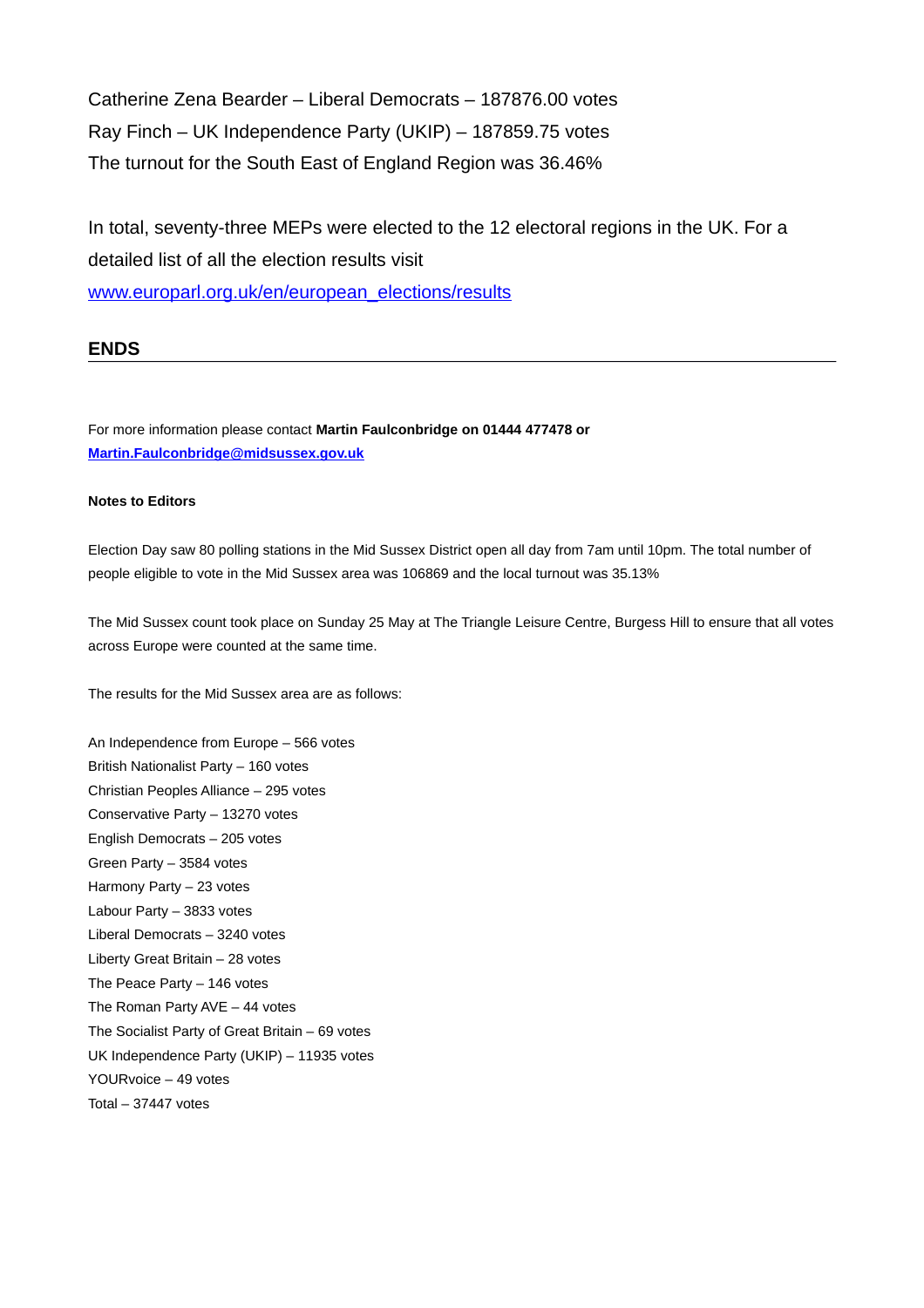Catherine Zena Bearder – Liberal Democrats – 187876.00 votes

Ray Finch – UK Independence Party (UKIP) – 187859.75 votes

The turnout for the South East of England Region was 36.46%

In total, seventy-three MEPs were elected to the 12 electoral regions in the UK. For a detailed list of all the election results visit [www.europarl.org.uk/en/european_elections/results](www.europarl.org.uk/en/european_elections/results)

## ENDS

For more information please contact **Martin Faulconbridge on 01444 477478 or** **[Martin.Faulconbridge@midsussex.gov.uk](mailto:Martin.Faulconbridge@midsussex.gov.uk)**

**Notes to Editors**

Election Day saw 80 polling stations in the Mid Sussex District open all day from 7am until 10pm. The total number of people eligible to vote in the Mid Sussex area was 106869 and the local turnout was 35.13%

The Mid Sussex count took place on Sunday 25 May at The Triangle Leisure Centre, Burgess Hill to ensure that all votes across Europe were counted at the same time.

The results for the Mid Sussex area are as follows:

An Independence from Europe – 566 votes
British Nationalist Party – 160 votes
Christian Peoples Alliance – 295 votes
Conservative Party – 13270 votes
English Democrats – 205 votes
Green Party – 3584 votes
Harmony Party – 23 votes
Labour Party – 3833 votes
Liberal Democrats – 3240 votes
Liberty Great Britain – 28 votes
The Peace Party – 146 votes
The Roman Party AVE – 44 votes
The Socialist Party of Great Britain – 69 votes
UK Independence Party (UKIP) – 11935 votes
YOURvoice – 49 votes
Total – 37447 votes